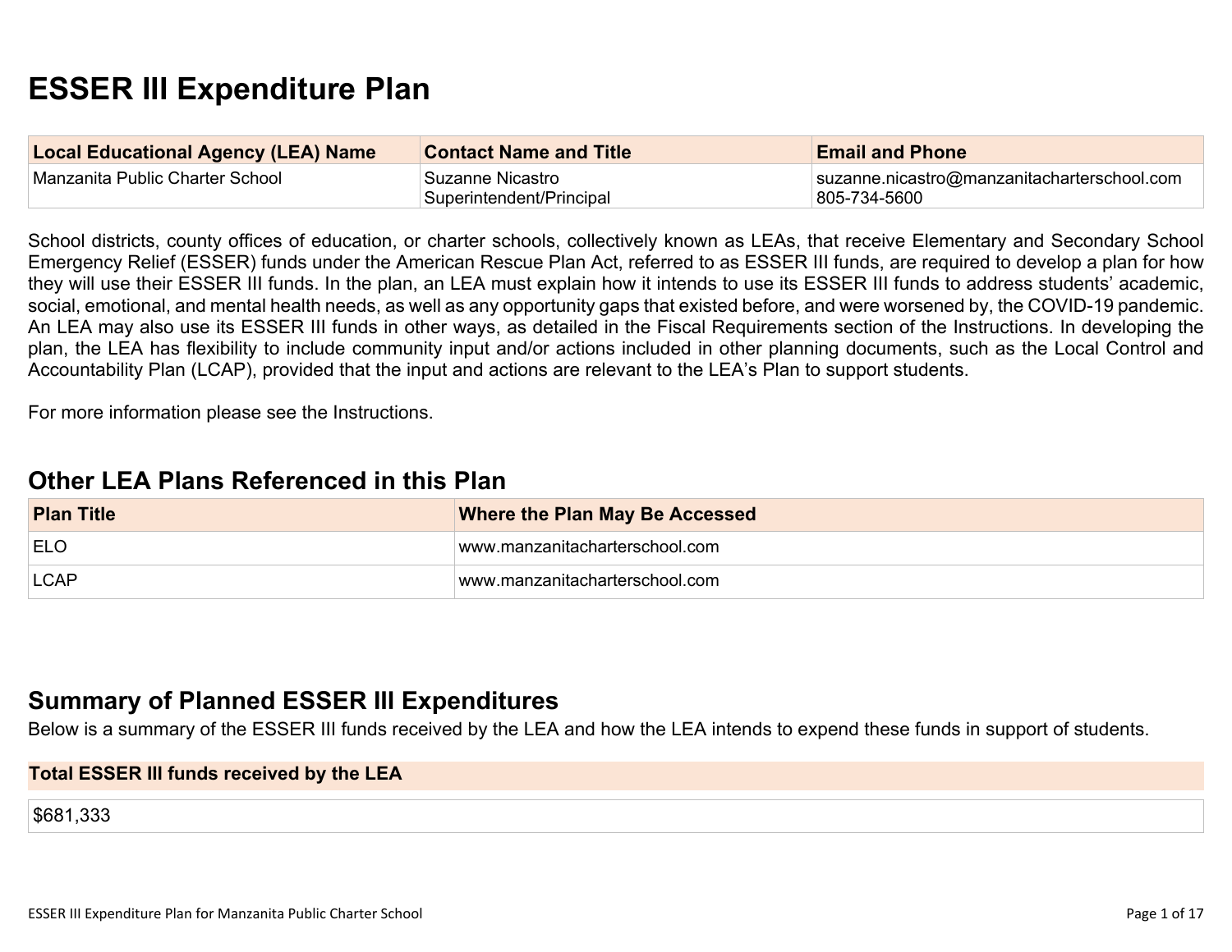# ESSER III Expenditure Plan

| Local Educational Agency (LEA) Name | Contact Name and Title | Email and Phone |
| --- | --- | --- |
| Manzanita Public Charter School | Suzanne Nicastro<br>Superintendent/Principal | suzanne.nicastro@manzanitacharterschool.com<br>805-734-5600 |

School districts, county offices of education, or charter schools, collectively known as LEAs, that receive Elementary and Secondary School Emergency Relief (ESSER) funds under the American Rescue Plan Act, referred to as ESSER III funds, are required to develop a plan for how they will use their ESSER III funds. In the plan, an LEA must explain how it intends to use its ESSER III funds to address students' academic, social, emotional, and mental health needs, as well as any opportunity gaps that existed before, and were worsened by, the COVID-19 pandemic. An LEA may also use its ESSER III funds in other ways, as detailed in the Fiscal Requirements section of the Instructions. In developing the plan, the LEA has flexibility to include community input and/or actions included in other planning documents, such as the Local Control and Accountability Plan (LCAP), provided that the input and actions are relevant to the LEA's Plan to support students.

For more information please see the Instructions.

## Other LEA Plans Referenced in this Plan

| Plan Title | Where the Plan May Be Accessed |
| --- | --- |
| ELO | www.manzanitacharterschool.com |
| LCAP | www.manzanitacharterschool.com |

## Summary of Planned ESSER III Expenditures

Below is a summary of the ESSER III funds received by the LEA and how the LEA intends to expend these funds in support of students.

| Total ESSER III funds received by the LEA |
| --- |
| $681,333 |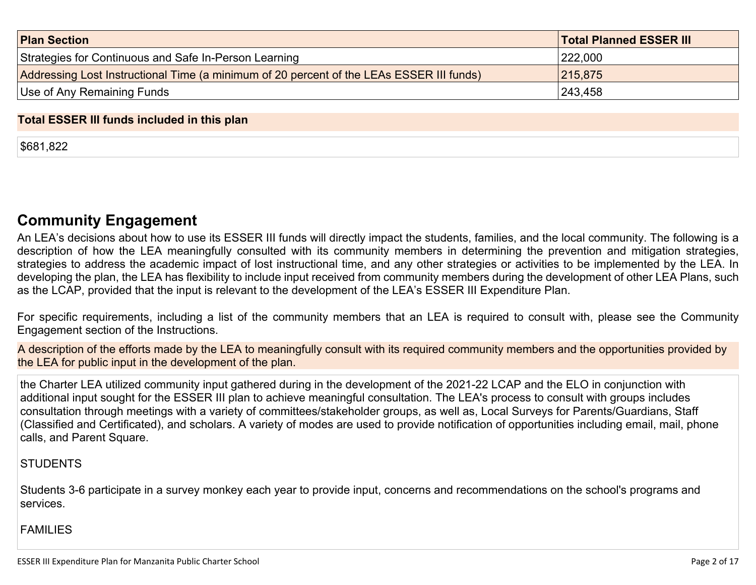| Plan Section | Total Planned ESSER III |
| --- | --- |
| Strategies for Continuous and Safe In-Person Learning | 222,000 |
| Addressing Lost Instructional Time (a minimum of 20 percent of the LEAs ESSER III funds) | 215,875 |
| Use of Any Remaining Funds | 243,458 |

**Total ESSER III funds included in this plan**

$681,822

## Community Engagement

An LEA's decisions about how to use its ESSER III funds will directly impact the students, families, and the local community. The following is a description of how the LEA meaningfully consulted with its community members in determining the prevention and mitigation strategies, strategies to address the academic impact of lost instructional time, and any other strategies or activities to be implemented by the LEA. In developing the plan, the LEA has flexibility to include input received from community members during the development of other LEA Plans, such as the LCAP, provided that the input is relevant to the development of the LEA's ESSER III Expenditure Plan.

For specific requirements, including a list of the community members that an LEA is required to consult with, please see the Community Engagement section of the Instructions.

**A description of the efforts made by the LEA to meaningfully consult with its required community members and the opportunities provided by the LEA for public input in the development of the plan.**

the Charter LEA utilized community input gathered during in the development of the 2021-22 LCAP and the ELO in conjunction with additional input sought for the ESSER III plan to achieve meaningful consultation. The LEA's process to consult with groups includes consultation through meetings with a variety of committees/stakeholder groups, as well as, Local Surveys for Parents/Guardians, Staff (Classified and Certificated), and scholars. A variety of modes are used to provide notification of opportunities including email, mail, phone calls, and Parent Square.

STUDENTS

Students 3-6 participate in a survey monkey each year to provide input, concerns and recommendations on the school's programs and services.

FAMILIES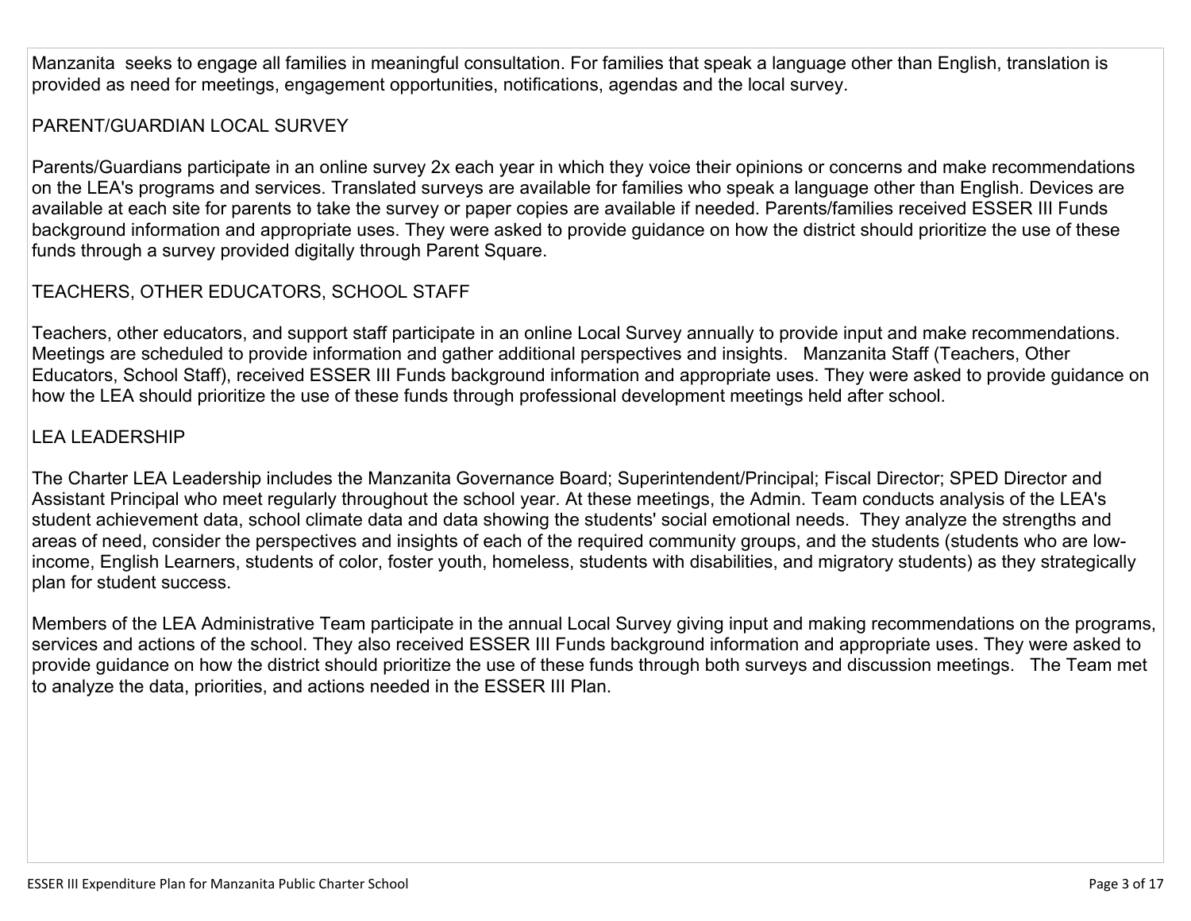Manzanita seeks to engage all families in meaningful consultation. For families that speak a language other than English, translation is provided as need for meetings, engagement opportunities, notifications, agendas and the local survey.

PARENT/GUARDIAN LOCAL SURVEY

Parents/Guardians participate in an online survey 2x each year in which they voice their opinions or concerns and make recommendations on the LEA's programs and services. Translated surveys are available for families who speak a language other than English. Devices are available at each site for parents to take the survey or paper copies are available if needed. Parents/families received ESSER III Funds background information and appropriate uses. They were asked to provide guidance on how the district should prioritize the use of these funds through a survey provided digitally through Parent Square.

TEACHERS, OTHER EDUCATORS, SCHOOL STAFF

Teachers, other educators, and support staff participate in an online Local Survey annually to provide input and make recommendations. Meetings are scheduled to provide information and gather additional perspectives and insights. Manzanita Staff (Teachers, Other Educators, School Staff), received ESSER III Funds background information and appropriate uses. They were asked to provide guidance on how the LEA should prioritize the use of these funds through professional development meetings held after school.

LEA LEADERSHIP

The Charter LEA Leadership includes the Manzanita Governance Board; Superintendent/Principal; Fiscal Director; SPED Director and Assistant Principal who meet regularly throughout the school year. At these meetings, the Admin. Team conducts analysis of the LEA's student achievement data, school climate data and data showing the students' social emotional needs. They analyze the strengths and areas of need, consider the perspectives and insights of each of the required community groups, and the students (students who are low-income, English Learners, students of color, foster youth, homeless, students with disabilities, and migratory students) as they strategically plan for student success.

Members of the LEA Administrative Team participate in the annual Local Survey giving input and making recommendations on the programs, services and actions of the school. They also received ESSER III Funds background information and appropriate uses. They were asked to provide guidance on how the district should prioritize the use of these funds through both surveys and discussion meetings. The Team met to analyze the data, priorities, and actions needed in the ESSER III Plan.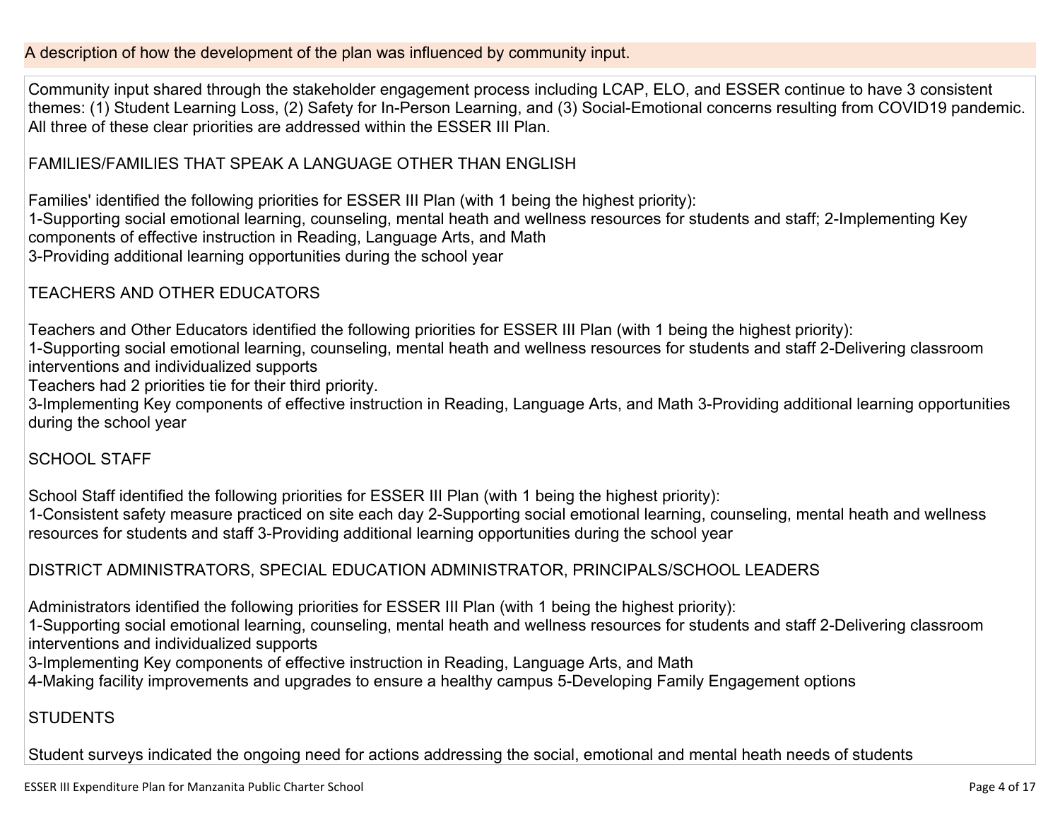A description of how the development of the plan was influenced by community input.

Community input shared through the stakeholder engagement process including LCAP, ELO, and ESSER continue to have 3 consistent themes: (1) Student Learning Loss, (2) Safety for In-Person Learning, and (3) Social-Emotional concerns resulting from COVID19 pandemic. All three of these clear priorities are addressed within the ESSER III Plan.

FAMILIES/FAMILIES THAT SPEAK A LANGUAGE OTHER THAN ENGLISH

Families' identified the following priorities for ESSER III Plan (with 1 being the highest priority):
1-Supporting social emotional learning, counseling, mental heath and wellness resources for students and staff; 2-Implementing Key components of effective instruction in Reading, Language Arts, and Math
3-Providing additional learning opportunities during the school year

TEACHERS AND OTHER EDUCATORS

Teachers and Other Educators identified the following priorities for ESSER III Plan (with 1 being the highest priority):
1-Supporting social emotional learning, counseling, mental heath and wellness resources for students and staff 2-Delivering classroom interventions and individualized supports
Teachers had 2 priorities tie for their third priority.
3-Implementing Key components of effective instruction in Reading, Language Arts, and Math 3-Providing additional learning opportunities during the school year

SCHOOL STAFF

School Staff identified the following priorities for ESSER III Plan (with 1 being the highest priority):
1-Consistent safety measure practiced on site each day 2-Supporting social emotional learning, counseling, mental heath and wellness resources for students and staff 3-Providing additional learning opportunities during the school year

DISTRICT ADMINISTRATORS, SPECIAL EDUCATION ADMINISTRATOR, PRINCIPALS/SCHOOL LEADERS

Administrators identified the following priorities for ESSER III Plan (with 1 being the highest priority):
1-Supporting social emotional learning, counseling, mental heath and wellness resources for students and staff 2-Delivering classroom interventions and individualized supports
3-Implementing Key components of effective instruction in Reading, Language Arts, and Math
4-Making facility improvements and upgrades to ensure a healthy campus 5-Developing Family Engagement options

STUDENTS

Student surveys indicated the ongoing need for actions addressing the social, emotional and mental heath needs of students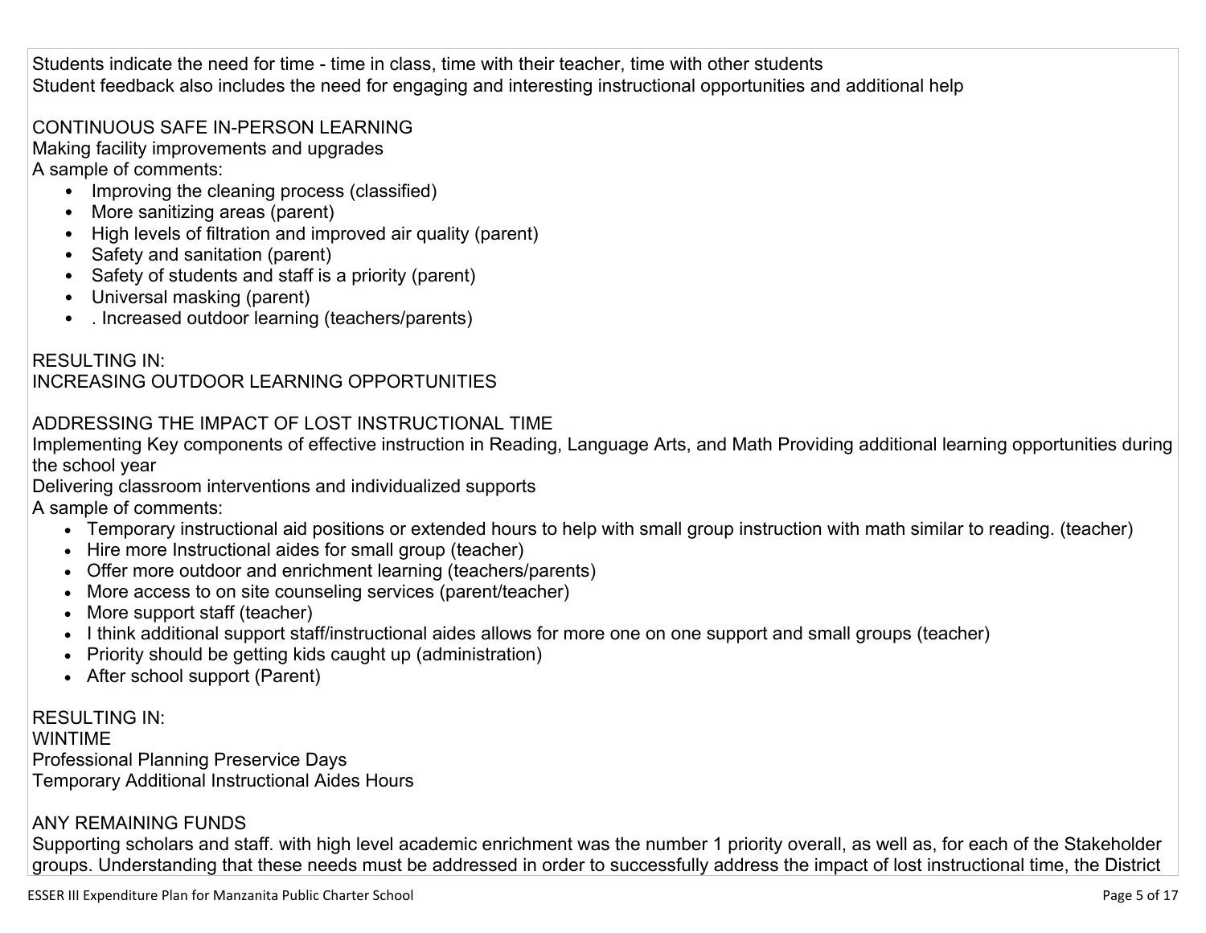Students indicate the need for time - time in class, time with their teacher, time with other students
Student feedback also includes the need for engaging and interesting instructional opportunities and additional help

CONTINUOUS SAFE IN-PERSON LEARNING
Making facility improvements and upgrades
A sample of comments:

- Improving the cleaning process (classified)
- More sanitizing areas (parent)
- High levels of filtration and improved air quality (parent)
- Safety and sanitation (parent)
- Safety of students and staff is a priority (parent)
- Universal masking (parent)
- . Increased outdoor learning (teachers/parents)

RESULTING IN:
INCREASING OUTDOOR LEARNING OPPORTUNITIES

ADDRESSING THE IMPACT OF LOST INSTRUCTIONAL TIME
Implementing Key components of effective instruction in Reading, Language Arts, and Math Providing additional learning opportunities during the school year
Delivering classroom interventions and individualized supports
A sample of comments:

- Temporary instructional aid positions or extended hours to help with small group instruction with math similar to reading. (teacher)
- Hire more Instructional aides for small group (teacher)
- Offer more outdoor and enrichment learning (teachers/parents)
- More access to on site counseling services (parent/teacher)
- More support staff (teacher)
- I think additional support staff/instructional aides allows for more one on one support and small groups (teacher)
- Priority should be getting kids caught up (administration)
- After school support (Parent)

RESULTING IN:
WINTIME
Professional Planning Preservice Days
Temporary Additional Instructional Aides Hours

ANY REMAINING FUNDS
Supporting scholars and staff. with high level academic enrichment was the number 1 priority overall, as well as, for each of the Stakeholder groups. Understanding that these needs must be addressed in order to successfully address the impact of lost instructional time, the District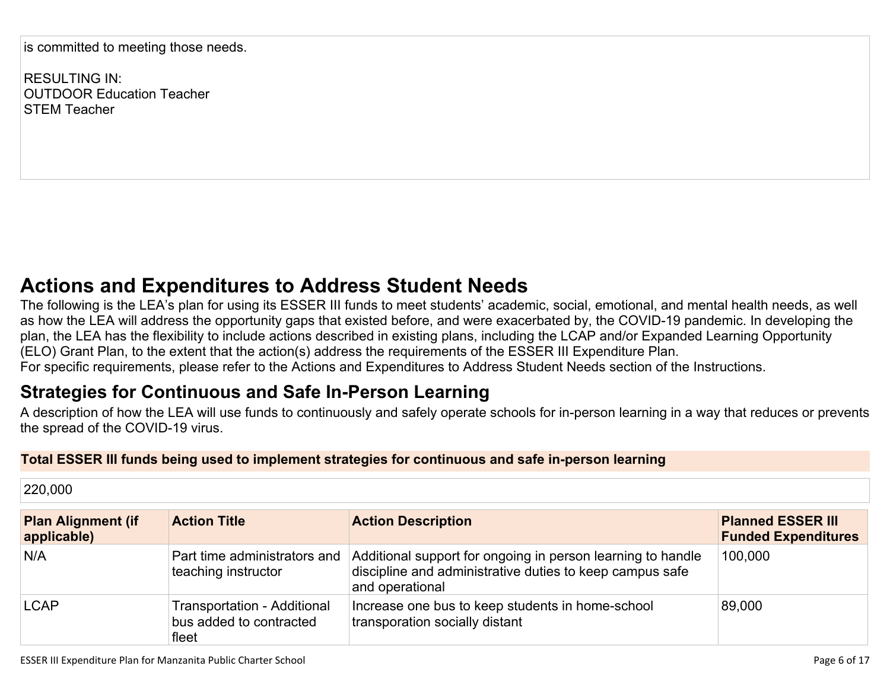is committed to meeting those needs.

RESULTING IN:
OUTDOOR Education Teacher
STEM Teacher

# Actions and Expenditures to Address Student Needs

The following is the LEA's plan for using its ESSER III funds to meet students' academic, social, emotional, and mental health needs, as well as how the LEA will address the opportunity gaps that existed before, and were exacerbated by, the COVID-19 pandemic. In developing the plan, the LEA has the flexibility to include actions described in existing plans, including the LCAP and/or Expanded Learning Opportunity (ELO) Grant Plan, to the extent that the action(s) address the requirements of the ESSER III Expenditure Plan.
For specific requirements, please refer to the Actions and Expenditures to Address Student Needs section of the Instructions.

## Strategies for Continuous and Safe In-Person Learning

A description of how the LEA will use funds to continuously and safely operate schools for in-person learning in a way that reduces or prevents the spread of the COVID-19 virus.

**Total ESSER III funds being used to implement strategies for continuous and safe in-person learning**

220,000

| Plan Alignment (if applicable) | Action Title | Action Description | Planned ESSER III Funded Expenditures |
|---|---|---|---|
| N/A | Part time administrators and teaching instructor | Additional support for ongoing in person learning to handle discipline and administrative duties to keep campus safe and operational | 100,000 |
| LCAP | Transportation - Additional bus added to contracted fleet | Increase one bus to keep students in home-school transporation socially distant | 89,000 |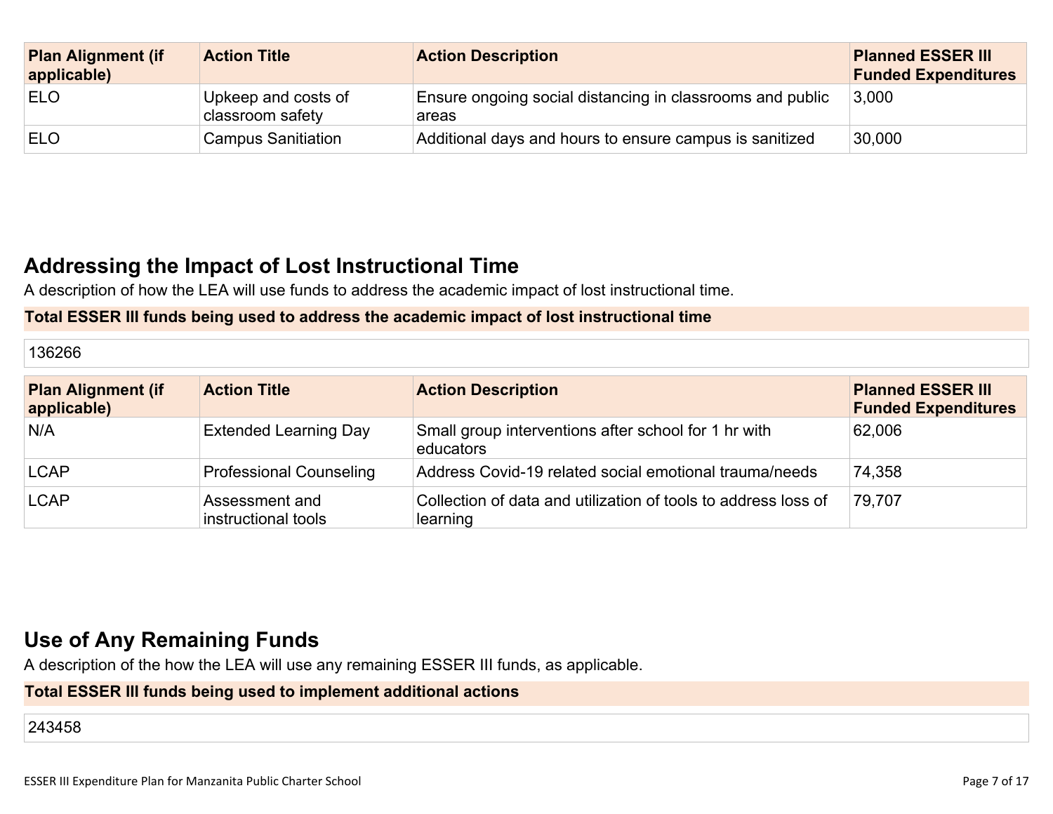| Plan Alignment (if applicable) | Action Title | Action Description | Planned ESSER III Funded Expenditures |
|---|---|---|---|
| ELO | Upkeep and costs of classroom safety | Ensure ongoing social distancing in classrooms and public areas | 3,000 |
| ELO | Campus Sanitiation | Additional days and hours to ensure campus is sanitized | 30,000 |

## Addressing the Impact of Lost Instructional Time

A description of how the LEA will use funds to address the academic impact of lost instructional time.

**Total ESSER III funds being used to address the academic impact of lost instructional time**

136266

| Plan Alignment (if applicable) | Action Title | Action Description | Planned ESSER III Funded Expenditures |
|---|---|---|---|
| N/A | Extended Learning Day | Small group interventions after school for 1 hr with educators | 62,006 |
| LCAP | Professional Counseling | Address Covid-19 related social emotional trauma/needs | 74,358 |
| LCAP | Assessment and instructional tools | Collection of data and utilization of tools to address loss of learning | 79,707 |

## Use of Any Remaining Funds

A description of the how the LEA will use any remaining ESSER III funds, as applicable.

**Total ESSER III funds being used to implement additional actions**

243458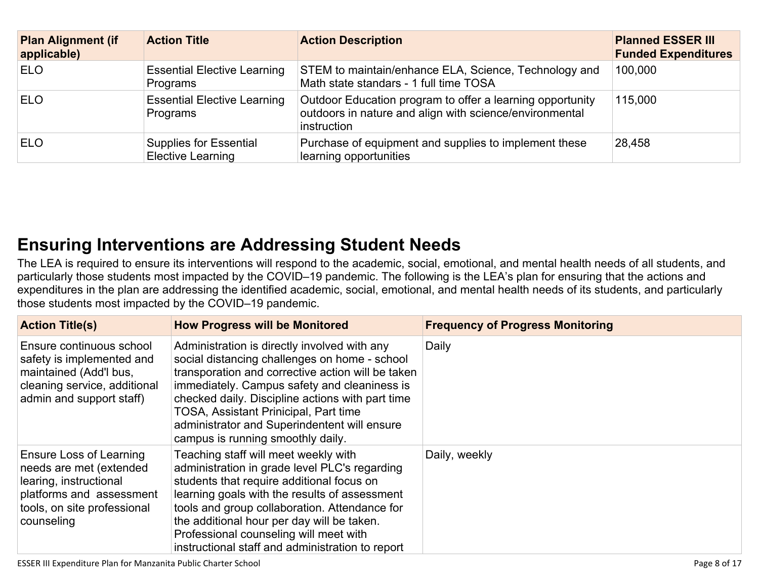| Plan Alignment (if applicable) | Action Title | Action Description | Planned ESSER III Funded Expenditures |
|---|---|---|---|
| ELO | Essential Elective Learning Programs | STEM to maintain/enhance ELA, Science, Technology and Math state standars - 1 full time TOSA | 100,000 |
| ELO | Essential Elective Learning Programs | Outdoor Education program to offer a learning opportunity outdoors in nature and align with science/environmental instruction | 115,000 |
| ELO | Supplies for Essential Elective Learning | Purchase of equipment and supplies to implement these learning opportunities | 28,458 |

## Ensuring Interventions are Addressing Student Needs

The LEA is required to ensure its interventions will respond to the academic, social, emotional, and mental health needs of all students, and particularly those students most impacted by the COVID–19 pandemic. The following is the LEA's plan for ensuring that the actions and expenditures in the plan are addressing the identified academic, social, emotional, and mental health needs of its students, and particularly those students most impacted by the COVID–19 pandemic.

| Action Title(s) | How Progress will be Monitored | Frequency of Progress Monitoring |
|---|---|---|
| Ensure continuous school safety is implemented and maintained (Add'l bus, cleaning service, additional admin and support staff) | Administration is directly involved with any social distancing challenges on home - school transporation and corrective action will be taken immediately. Campus safety and cleaniness is checked daily. Discipline actions with part time TOSA, Assistant Prinicipal, Part time administrator and Superindentent will ensure campus is running smoothly daily. | Daily |
| Ensure Loss of Learning needs are met (extended learing, instructional platforms and assessment tools, on site professional counseling | Teaching staff will meet weekly with administration in grade level PLC's regarding students that require additional focus on learning goals with the results of assessment tools and group collaboration. Attendance for the additional hour per day will be taken. Professional counseling will meet with instructional staff and administration to report | Daily, weekly |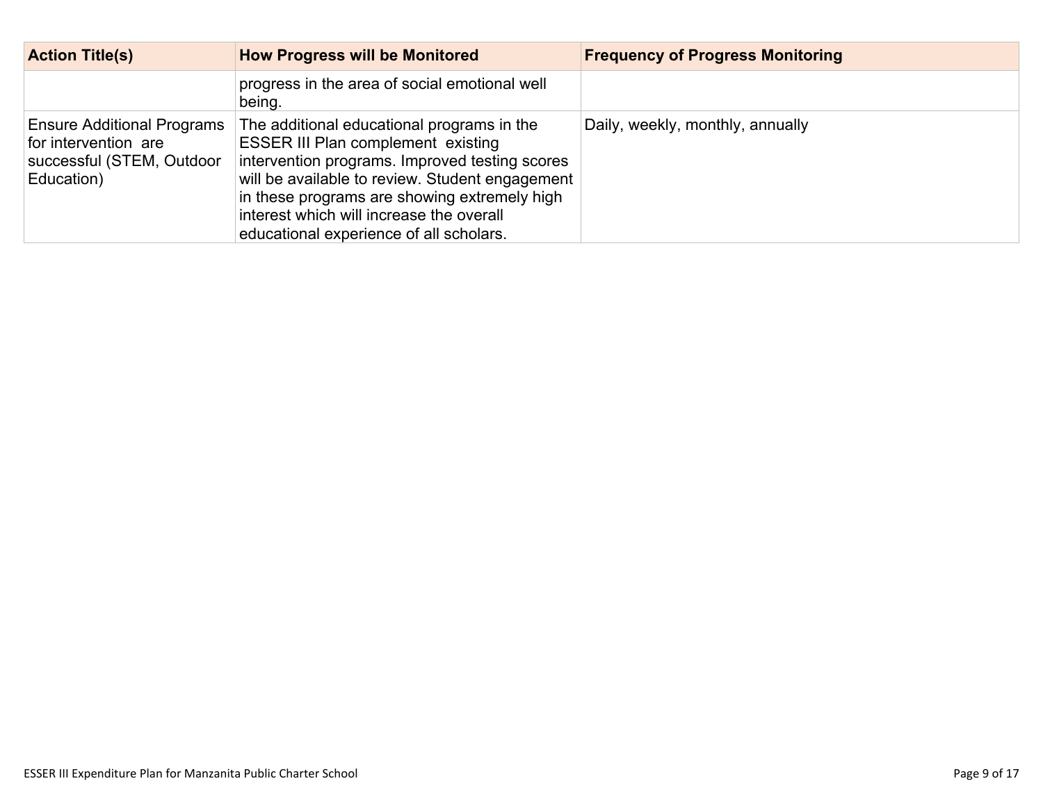| Action Title(s) | How Progress will be Monitored | Frequency of Progress Monitoring |
|---|---|---|
| | progress in the area of social emotional well being. | |
| Ensure Additional Programs for intervention are successful (STEM, Outdoor Education) | The additional educational programs in the ESSER III Plan complement existing intervention programs. Improved testing scores will be available to review. Student engagement in these programs are showing extremely high interest which will increase the overall educational experience of all scholars. | Daily, weekly, monthly, annually |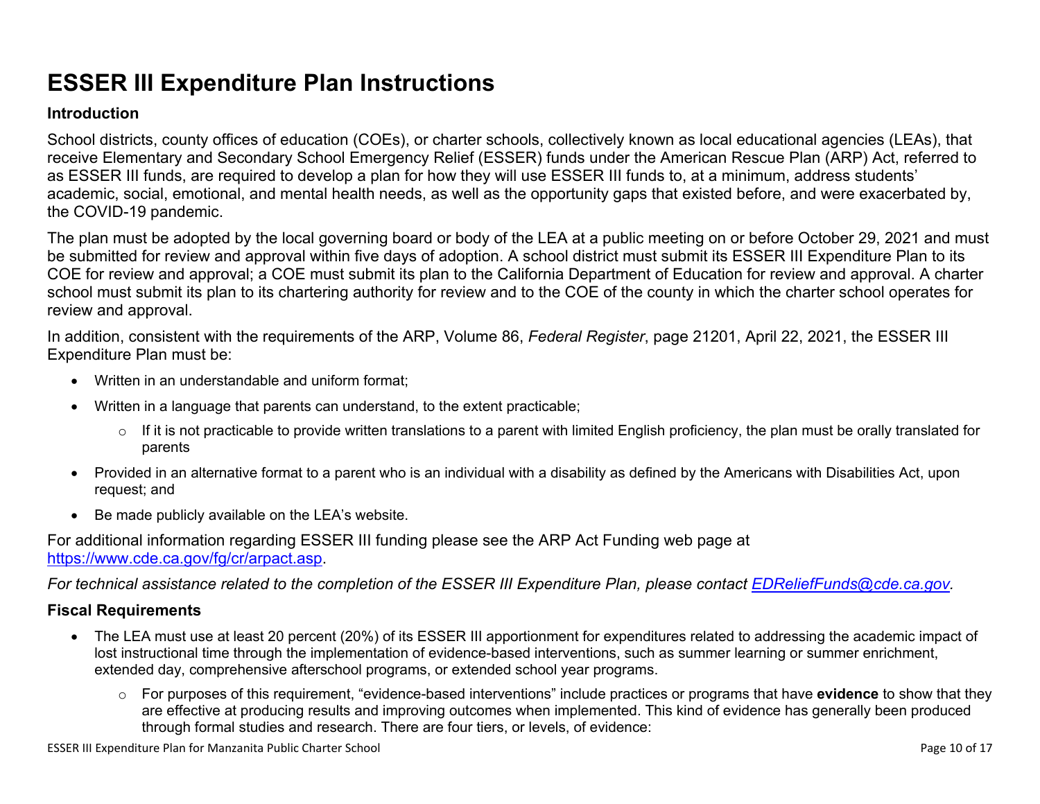# ESSER III Expenditure Plan Instructions

## Introduction

School districts, county offices of education (COEs), or charter schools, collectively known as local educational agencies (LEAs), that receive Elementary and Secondary School Emergency Relief (ESSER) funds under the American Rescue Plan (ARP) Act, referred to as ESSER III funds, are required to develop a plan for how they will use ESSER III funds to, at a minimum, address students' academic, social, emotional, and mental health needs, as well as the opportunity gaps that existed before, and were exacerbated by, the COVID-19 pandemic.

The plan must be adopted by the local governing board or body of the LEA at a public meeting on or before October 29, 2021 and must be submitted for review and approval within five days of adoption. A school district must submit its ESSER III Expenditure Plan to its COE for review and approval; a COE must submit its plan to the California Department of Education for review and approval. A charter school must submit its plan to its chartering authority for review and to the COE of the county in which the charter school operates for review and approval.

In addition, consistent with the requirements of the ARP, Volume 86, *Federal Register*, page 21201, April 22, 2021, the ESSER III Expenditure Plan must be:

- Written in an understandable and uniform format;
- Written in a language that parents can understand, to the extent practicable;
  - If it is not practicable to provide written translations to a parent with limited English proficiency, the plan must be orally translated for parents
- Provided in an alternative format to a parent who is an individual with a disability as defined by the Americans with Disabilities Act, upon request; and
- Be made publicly available on the LEA's website.

For additional information regarding ESSER III funding please see the ARP Act Funding web page at [https://www.cde.ca.gov/fg/cr/arpact.asp](https://www.cde.ca.gov/fg/cr/arpact.asp).

*For technical assistance related to the completion of the ESSER III Expenditure Plan, please contact [EDReliefFunds@cde.ca.gov](mailto:EDReliefFunds@cde.ca.gov).*

## Fiscal Requirements

- The LEA must use at least 20 percent (20%) of its ESSER III apportionment for expenditures related to addressing the academic impact of lost instructional time through the implementation of evidence-based interventions, such as summer learning or summer enrichment, extended day, comprehensive afterschool programs, or extended school year programs.
  - For purposes of this requirement, "evidence-based interventions" include practices or programs that have **evidence** to show that they are effective at producing results and improving outcomes when implemented. This kind of evidence has generally been produced through formal studies and research. There are four tiers, or levels, of evidence: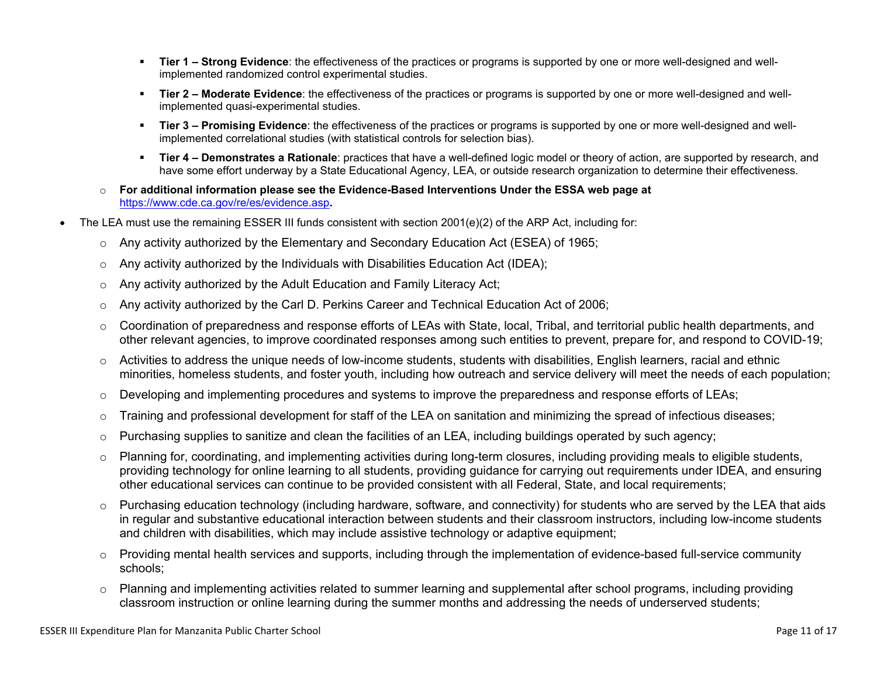- **Tier 1 – Strong Evidence**: the effectiveness of the practices or programs is supported by one or more well-designed and well-implemented randomized control experimental studies.
        - **Tier 2 – Moderate Evidence**: the effectiveness of the practices or programs is supported by one or more well-designed and well-implemented quasi-experimental studies.
        - **Tier 3 – Promising Evidence**: the effectiveness of the practices or programs is supported by one or more well-designed and well-implemented correlational studies (with statistical controls for selection bias).
        - **Tier 4 – Demonstrates a Rationale**: practices that have a well-defined logic model or theory of action, are supported by research, and have some effort underway by a State Educational Agency, LEA, or outside research organization to determine their effectiveness.
    - **For additional information please see the Evidence-Based Interventions Under the ESSA web page at** [https://www.cde.ca.gov/re/es/evidence.asp](https://www.cde.ca.gov/re/es/evidence.asp)**.**
- The LEA must use the remaining ESSER III funds consistent with section 2001(e)(2) of the ARP Act, including for:
    - Any activity authorized by the Elementary and Secondary Education Act (ESEA) of 1965;
    - Any activity authorized by the Individuals with Disabilities Education Act (IDEA);
    - Any activity authorized by the Adult Education and Family Literacy Act;
    - Any activity authorized by the Carl D. Perkins Career and Technical Education Act of 2006;
    - Coordination of preparedness and response efforts of LEAs with State, local, Tribal, and territorial public health departments, and other relevant agencies, to improve coordinated responses among such entities to prevent, prepare for, and respond to COVID-19;
    - Activities to address the unique needs of low-income students, students with disabilities, English learners, racial and ethnic minorities, homeless students, and foster youth, including how outreach and service delivery will meet the needs of each population;
    - Developing and implementing procedures and systems to improve the preparedness and response efforts of LEAs;
    - Training and professional development for staff of the LEA on sanitation and minimizing the spread of infectious diseases;
    - Purchasing supplies to sanitize and clean the facilities of an LEA, including buildings operated by such agency;
    - Planning for, coordinating, and implementing activities during long-term closures, including providing meals to eligible students, providing technology for online learning to all students, providing guidance for carrying out requirements under IDEA, and ensuring other educational services can continue to be provided consistent with all Federal, State, and local requirements;
    - Purchasing education technology (including hardware, software, and connectivity) for students who are served by the LEA that aids in regular and substantive educational interaction between students and their classroom instructors, including low-income students and children with disabilities, which may include assistive technology or adaptive equipment;
    - Providing mental health services and supports, including through the implementation of evidence-based full-service community schools;
    - Planning and implementing activities related to summer learning and supplemental after school programs, including providing classroom instruction or online learning during the summer months and addressing the needs of underserved students;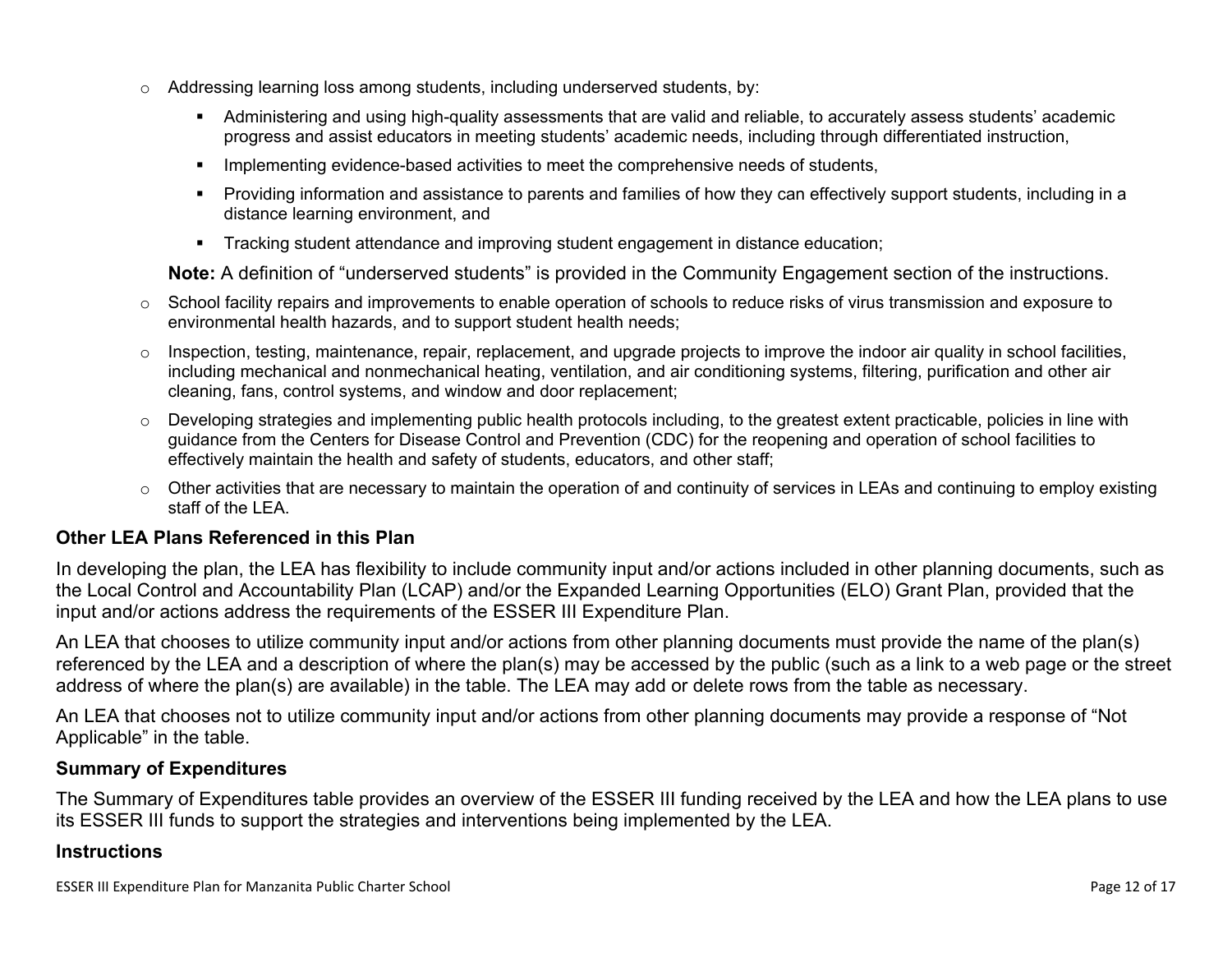- Addressing learning loss among students, including underserved students, by:
  - Administering and using high-quality assessments that are valid and reliable, to accurately assess students' academic progress and assist educators in meeting students' academic needs, including through differentiated instruction,
  - Implementing evidence-based activities to meet the comprehensive needs of students,
  - Providing information and assistance to parents and families of how they can effectively support students, including in a distance learning environment, and
  - Tracking student attendance and improving student engagement in distance education;

  **Note:** A definition of "underserved students" is provided in the Community Engagement section of the instructions.
- School facility repairs and improvements to enable operation of schools to reduce risks of virus transmission and exposure to environmental health hazards, and to support student health needs;
- Inspection, testing, maintenance, repair, replacement, and upgrade projects to improve the indoor air quality in school facilities, including mechanical and nonmechanical heating, ventilation, and air conditioning systems, filtering, purification and other air cleaning, fans, control systems, and window and door replacement;
- Developing strategies and implementing public health protocols including, to the greatest extent practicable, policies in line with guidance from the Centers for Disease Control and Prevention (CDC) for the reopening and operation of school facilities to effectively maintain the health and safety of students, educators, and other staff;
- Other activities that are necessary to maintain the operation of and continuity of services in LEAs and continuing to employ existing staff of the LEA.

### Other LEA Plans Referenced in this Plan

In developing the plan, the LEA has flexibility to include community input and/or actions included in other planning documents, such as the Local Control and Accountability Plan (LCAP) and/or the Expanded Learning Opportunities (ELO) Grant Plan, provided that the input and/or actions address the requirements of the ESSER III Expenditure Plan.

An LEA that chooses to utilize community input and/or actions from other planning documents must provide the name of the plan(s) referenced by the LEA and a description of where the plan(s) may be accessed by the public (such as a link to a web page or the street address of where the plan(s) are available) in the table. The LEA may add or delete rows from the table as necessary.

An LEA that chooses not to utilize community input and/or actions from other planning documents may provide a response of "Not Applicable" in the table.

### Summary of Expenditures

The Summary of Expenditures table provides an overview of the ESSER III funding received by the LEA and how the LEA plans to use its ESSER III funds to support the strategies and interventions being implemented by the LEA.

### Instructions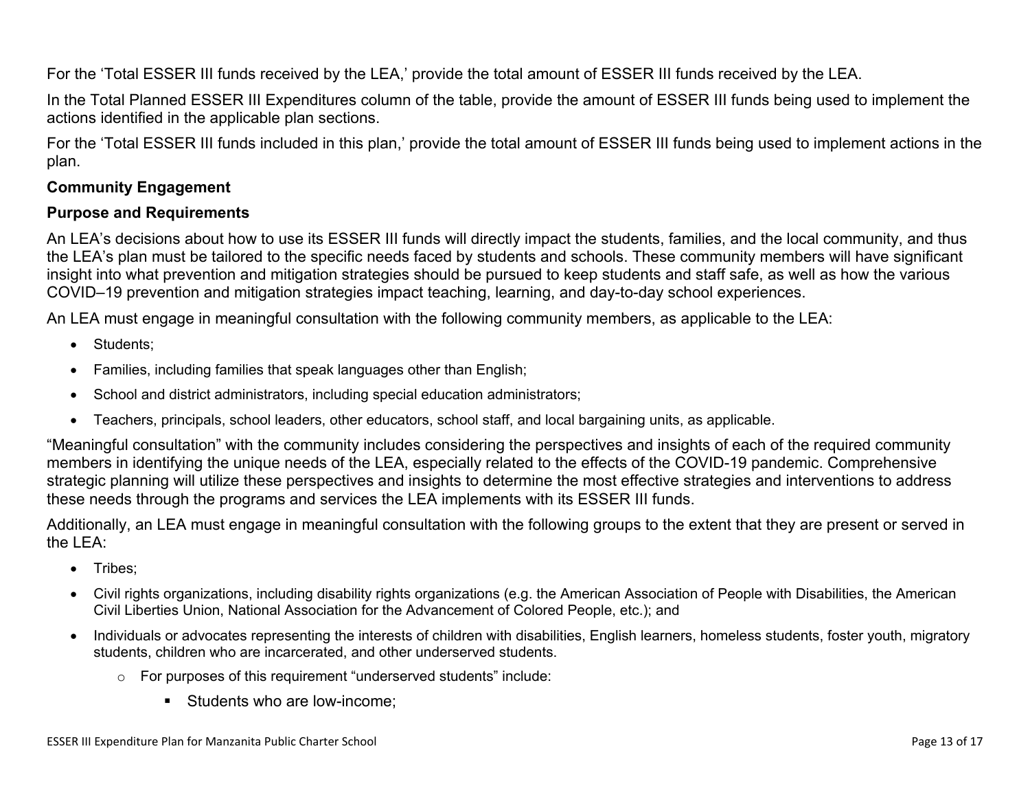For the 'Total ESSER III funds received by the LEA,' provide the total amount of ESSER III funds received by the LEA.

In the Total Planned ESSER III Expenditures column of the table, provide the amount of ESSER III funds being used to implement the actions identified in the applicable plan sections.

For the 'Total ESSER III funds included in this plan,' provide the total amount of ESSER III funds being used to implement actions in the plan.

**Community Engagement**

**Purpose and Requirements**

An LEA's decisions about how to use its ESSER III funds will directly impact the students, families, and the local community, and thus the LEA's plan must be tailored to the specific needs faced by students and schools. These community members will have significant insight into what prevention and mitigation strategies should be pursued to keep students and staff safe, as well as how the various COVID–19 prevention and mitigation strategies impact teaching, learning, and day-to-day school experiences.

An LEA must engage in meaningful consultation with the following community members, as applicable to the LEA:

- Students;
- Families, including families that speak languages other than English;
- School and district administrators, including special education administrators;
- Teachers, principals, school leaders, other educators, school staff, and local bargaining units, as applicable.

"Meaningful consultation" with the community includes considering the perspectives and insights of each of the required community members in identifying the unique needs of the LEA, especially related to the effects of the COVID-19 pandemic. Comprehensive strategic planning will utilize these perspectives and insights to determine the most effective strategies and interventions to address these needs through the programs and services the LEA implements with its ESSER III funds.

Additionally, an LEA must engage in meaningful consultation with the following groups to the extent that they are present or served in the LEA:

- Tribes;
- Civil rights organizations, including disability rights organizations (e.g. the American Association of People with Disabilities, the American Civil Liberties Union, National Association for the Advancement of Colored People, etc.); and
- Individuals or advocates representing the interests of children with disabilities, English learners, homeless students, foster youth, migratory students, children who are incarcerated, and other underserved students.
  - For purposes of this requirement "underserved students" include:
    - Students who are low-income;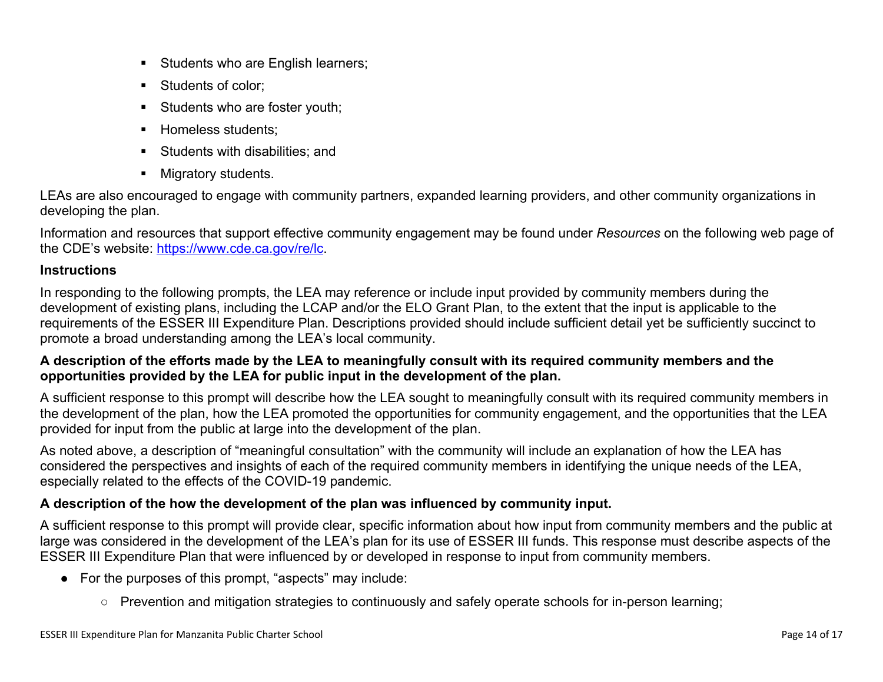- Students who are English learners;
- Students of color;
- Students who are foster youth;
- Homeless students;
- Students with disabilities; and
- Migratory students.

LEAs are also encouraged to engage with community partners, expanded learning providers, and other community organizations in developing the plan.

Information and resources that support effective community engagement may be found under *Resources* on the following web page of the CDE's website: [https://www.cde.ca.gov/re/lc](https://www.cde.ca.gov/re/lc).

**Instructions**

In responding to the following prompts, the LEA may reference or include input provided by community members during the development of existing plans, including the LCAP and/or the ELO Grant Plan, to the extent that the input is applicable to the requirements of the ESSER III Expenditure Plan. Descriptions provided should include sufficient detail yet be sufficiently succinct to promote a broad understanding among the LEA's local community.

**A description of the efforts made by the LEA to meaningfully consult with its required community members and the opportunities provided by the LEA for public input in the development of the plan.**

A sufficient response to this prompt will describe how the LEA sought to meaningfully consult with its required community members in the development of the plan, how the LEA promoted the opportunities for community engagement, and the opportunities that the LEA provided for input from the public at large into the development of the plan.

As noted above, a description of "meaningful consultation" with the community will include an explanation of how the LEA has considered the perspectives and insights of each of the required community members in identifying the unique needs of the LEA, especially related to the effects of the COVID-19 pandemic.

**A description of the how the development of the plan was influenced by community input.**

A sufficient response to this prompt will provide clear, specific information about how input from community members and the public at large was considered in the development of the LEA's plan for its use of ESSER III funds. This response must describe aspects of the ESSER III Expenditure Plan that were influenced by or developed in response to input from community members.

- For the purposes of this prompt, "aspects" may include:
  - Prevention and mitigation strategies to continuously and safely operate schools for in-person learning;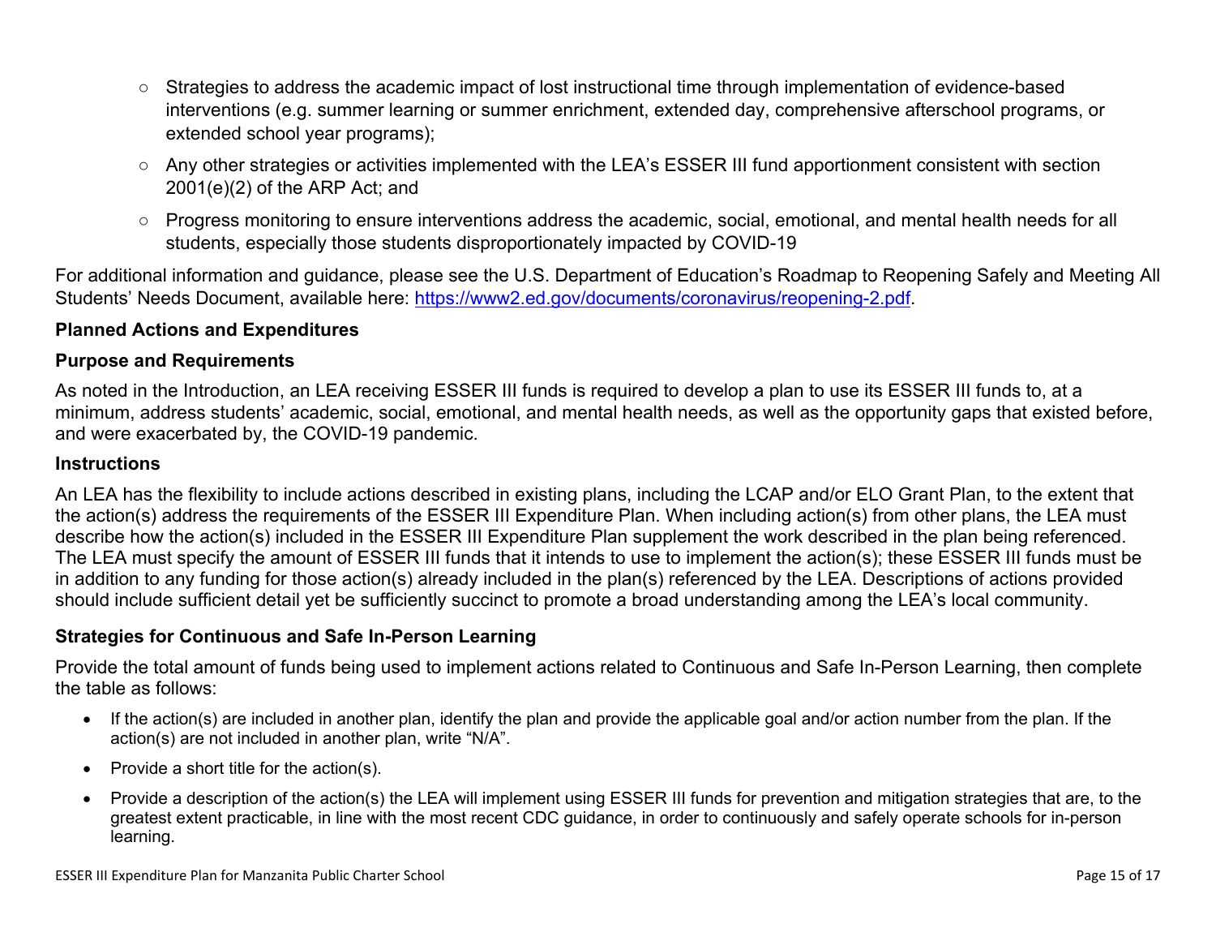- Strategies to address the academic impact of lost instructional time through implementation of evidence-based interventions (e.g. summer learning or summer enrichment, extended day, comprehensive afterschool programs, or extended school year programs);
- Any other strategies or activities implemented with the LEA's ESSER III fund apportionment consistent with section 2001(e)(2) of the ARP Act; and
- Progress monitoring to ensure interventions address the academic, social, emotional, and mental health needs for all students, especially those students disproportionately impacted by COVID-19

For additional information and guidance, please see the U.S. Department of Education's Roadmap to Reopening Safely and Meeting All Students' Needs Document, available here: [https://www2.ed.gov/documents/coronavirus/reopening-2.pdf](https://www2.ed.gov/documents/coronavirus/reopening-2.pdf).

### Planned Actions and Expenditures

### Purpose and Requirements

As noted in the Introduction, an LEA receiving ESSER III funds is required to develop a plan to use its ESSER III funds to, at a minimum, address students' academic, social, emotional, and mental health needs, as well as the opportunity gaps that existed before, and were exacerbated by, the COVID-19 pandemic.

### Instructions

An LEA has the flexibility to include actions described in existing plans, including the LCAP and/or ELO Grant Plan, to the extent that the action(s) address the requirements of the ESSER III Expenditure Plan. When including action(s) from other plans, the LEA must describe how the action(s) included in the ESSER III Expenditure Plan supplement the work described in the plan being referenced. The LEA must specify the amount of ESSER III funds that it intends to use to implement the action(s); these ESSER III funds must be in addition to any funding for those action(s) already included in the plan(s) referenced by the LEA. Descriptions of actions provided should include sufficient detail yet be sufficiently succinct to promote a broad understanding among the LEA's local community.

### Strategies for Continuous and Safe In-Person Learning

Provide the total amount of funds being used to implement actions related to Continuous and Safe In-Person Learning, then complete the table as follows:

- If the action(s) are included in another plan, identify the plan and provide the applicable goal and/or action number from the plan. If the action(s) are not included in another plan, write "N/A".
- Provide a short title for the action(s).
- Provide a description of the action(s) the LEA will implement using ESSER III funds for prevention and mitigation strategies that are, to the greatest extent practicable, in line with the most recent CDC guidance, in order to continuously and safely operate schools for in-person learning.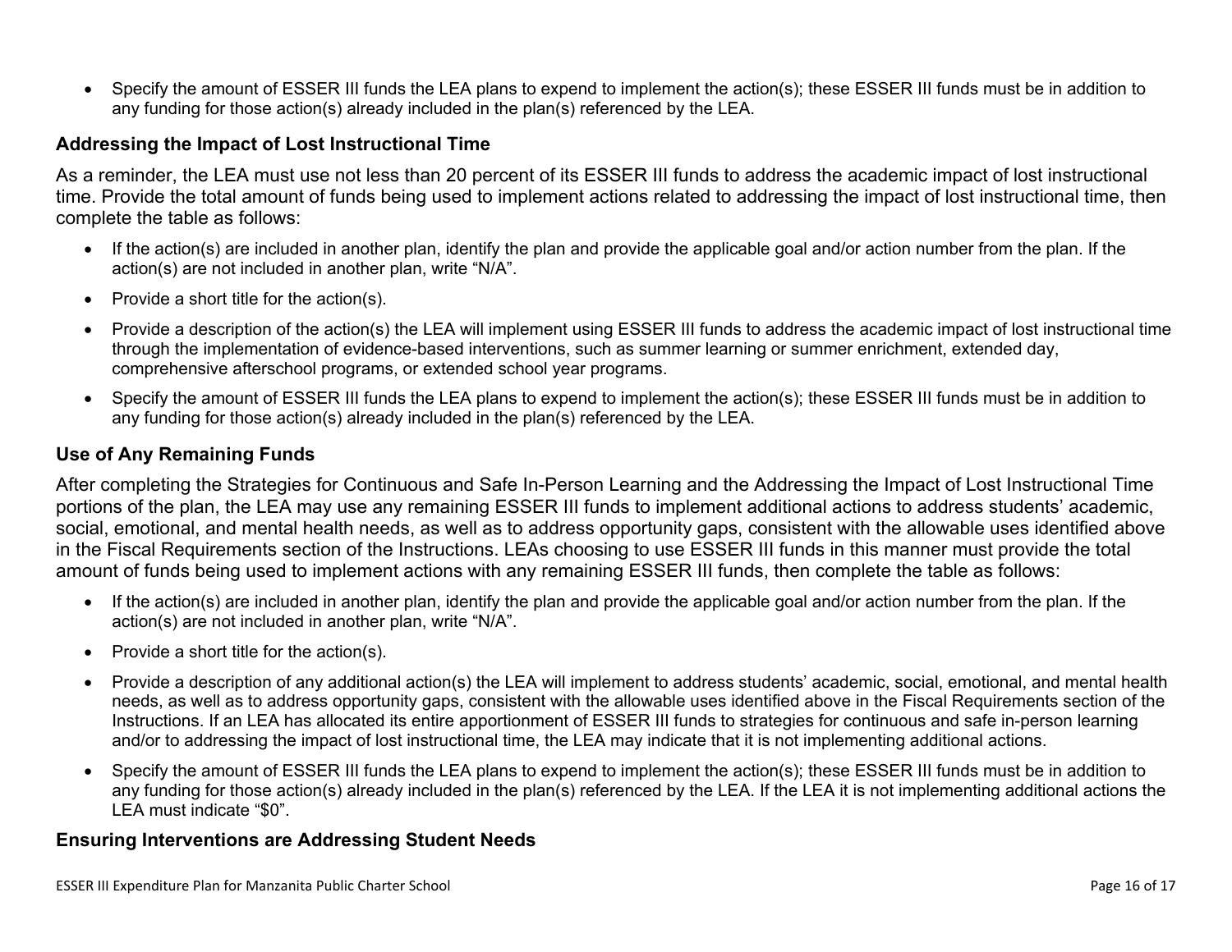- Specify the amount of ESSER III funds the LEA plans to expend to implement the action(s); these ESSER III funds must be in addition to any funding for those action(s) already included in the plan(s) referenced by the LEA.

### Addressing the Impact of Lost Instructional Time

As a reminder, the LEA must use not less than 20 percent of its ESSER III funds to address the academic impact of lost instructional time. Provide the total amount of funds being used to implement actions related to addressing the impact of lost instructional time, then complete the table as follows:

- If the action(s) are included in another plan, identify the plan and provide the applicable goal and/or action number from the plan. If the action(s) are not included in another plan, write "N/A".
- Provide a short title for the action(s).
- Provide a description of the action(s) the LEA will implement using ESSER III funds to address the academic impact of lost instructional time through the implementation of evidence-based interventions, such as summer learning or summer enrichment, extended day, comprehensive afterschool programs, or extended school year programs.
- Specify the amount of ESSER III funds the LEA plans to expend to implement the action(s); these ESSER III funds must be in addition to any funding for those action(s) already included in the plan(s) referenced by the LEA.

### Use of Any Remaining Funds

After completing the Strategies for Continuous and Safe In-Person Learning and the Addressing the Impact of Lost Instructional Time portions of the plan, the LEA may use any remaining ESSER III funds to implement additional actions to address students' academic, social, emotional, and mental health needs, as well as to address opportunity gaps, consistent with the allowable uses identified above in the Fiscal Requirements section of the Instructions. LEAs choosing to use ESSER III funds in this manner must provide the total amount of funds being used to implement actions with any remaining ESSER III funds, then complete the table as follows:

- If the action(s) are included in another plan, identify the plan and provide the applicable goal and/or action number from the plan. If the action(s) are not included in another plan, write "N/A".
- Provide a short title for the action(s).
- Provide a description of any additional action(s) the LEA will implement to address students' academic, social, emotional, and mental health needs, as well as to address opportunity gaps, consistent with the allowable uses identified above in the Fiscal Requirements section of the Instructions. If an LEA has allocated its entire apportionment of ESSER III funds to strategies for continuous and safe in-person learning and/or to addressing the impact of lost instructional time, the LEA may indicate that it is not implementing additional actions.
- Specify the amount of ESSER III funds the LEA plans to expend to implement the action(s); these ESSER III funds must be in addition to any funding for those action(s) already included in the plan(s) referenced by the LEA. If the LEA it is not implementing additional actions the LEA must indicate "$0".

### Ensuring Interventions are Addressing Student Needs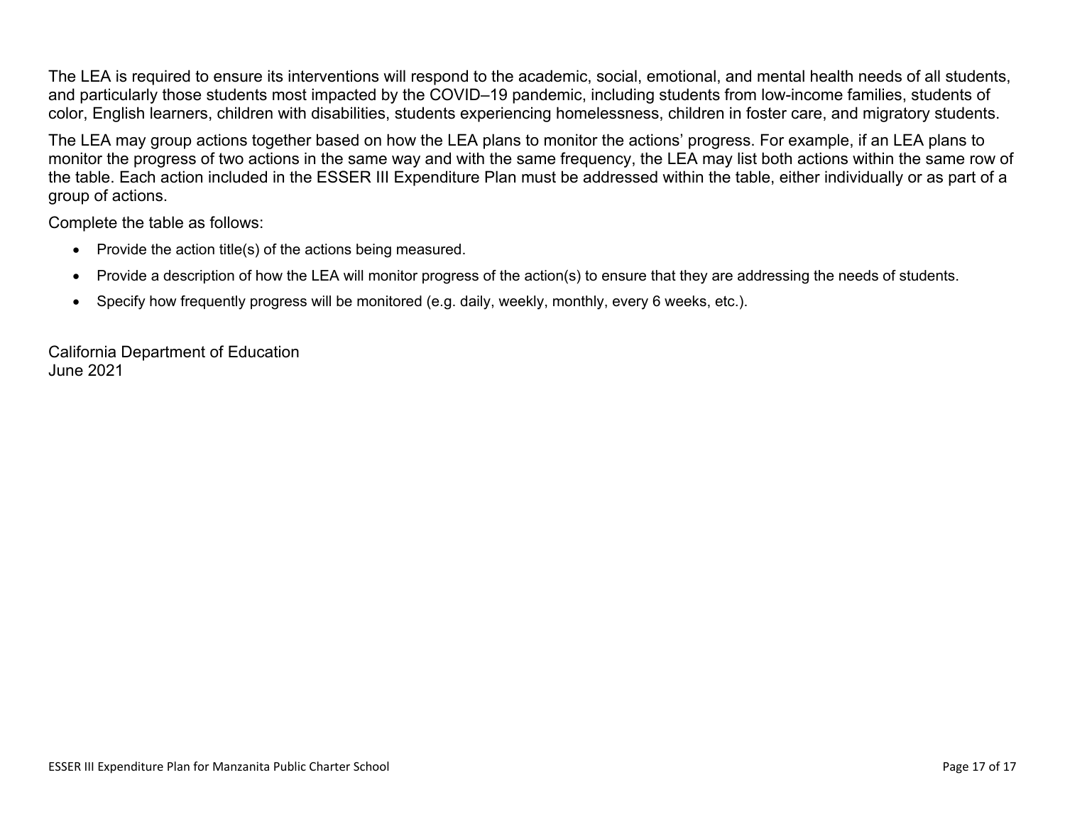The LEA is required to ensure its interventions will respond to the academic, social, emotional, and mental health needs of all students, and particularly those students most impacted by the COVID–19 pandemic, including students from low-income families, students of color, English learners, children with disabilities, students experiencing homelessness, children in foster care, and migratory students.

The LEA may group actions together based on how the LEA plans to monitor the actions' progress. For example, if an LEA plans to monitor the progress of two actions in the same way and with the same frequency, the LEA may list both actions within the same row of the table. Each action included in the ESSER III Expenditure Plan must be addressed within the table, either individually or as part of a group of actions.

Complete the table as follows:

- Provide the action title(s) of the actions being measured.
- Provide a description of how the LEA will monitor progress of the action(s) to ensure that they are addressing the needs of students.
- Specify how frequently progress will be monitored (e.g. daily, weekly, monthly, every 6 weeks, etc.).

California Department of Education
June 2021